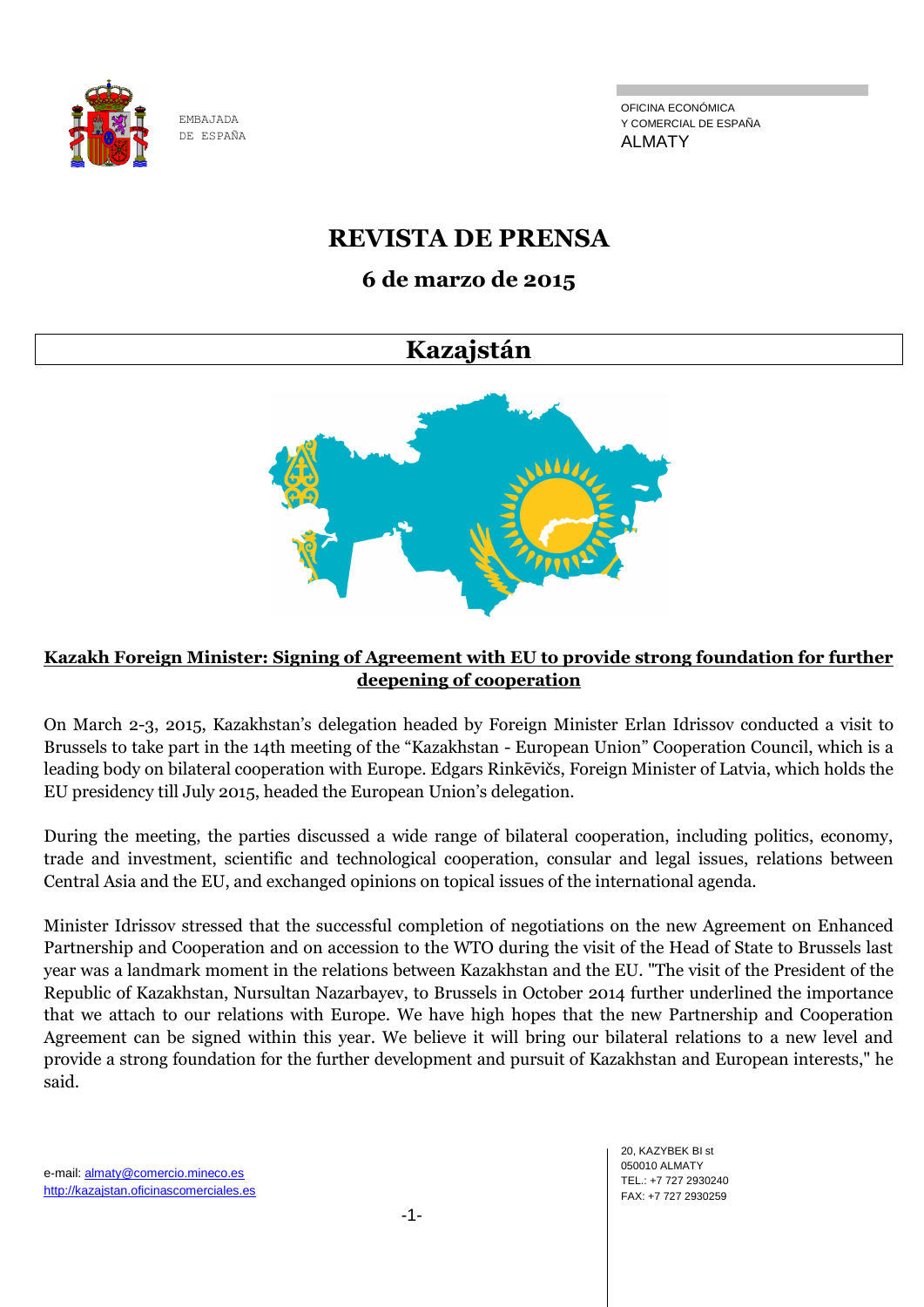EMBAJADA
DE ESPAÑA

OFICINA ECONÓMICA
Y COMERCIAL DE ESPAÑA
ALMATY

# REVISTA DE PRENSA

## 6 de marzo de 2015

## Kazajstán

**Kazakh Foreign Minister: Signing of Agreement with EU to provide strong foundation for further deepening of cooperation**

On March 2-3, 2015, Kazakhstan's delegation headed by Foreign Minister Erlan Idrissov conducted a visit to Brussels to take part in the 14th meeting of the "Kazakhstan - European Union" Cooperation Council, which is a leading body on bilateral cooperation with Europe. Edgars Rinkēvičs, Foreign Minister of Latvia, which holds the EU presidency till July 2015, headed the European Union's delegation.

During the meeting, the parties discussed a wide range of bilateral cooperation, including politics, economy, trade and investment, scientific and technological cooperation, consular and legal issues, relations between Central Asia and the EU, and exchanged opinions on topical issues of the international agenda.

Minister Idrissov stressed that the successful completion of negotiations on the new Agreement on Enhanced Partnership and Cooperation and on accession to the WTO during the visit of the Head of State to Brussels last year was a landmark moment in the relations between Kazakhstan and the EU. "The visit of the President of the Republic of Kazakhstan, Nursultan Nazarbayev, to Brussels in October 2014 further underlined the importance that we attach to our relations with Europe. We have high hopes that the new Partnership and Cooperation Agreement can be signed within this year. We believe it will bring our bilateral relations to a new level and provide a strong foundation for the further development and pursuit of Kazakhstan and European interests," he said.

e-mail: almaty@comercio.mineco.es
http://kazajstan.oficinascomerciales.es

20, KAZYBEK BI st
050010 ALMATY
TEL.: +7 727 2930240
FAX: +7 727 2930259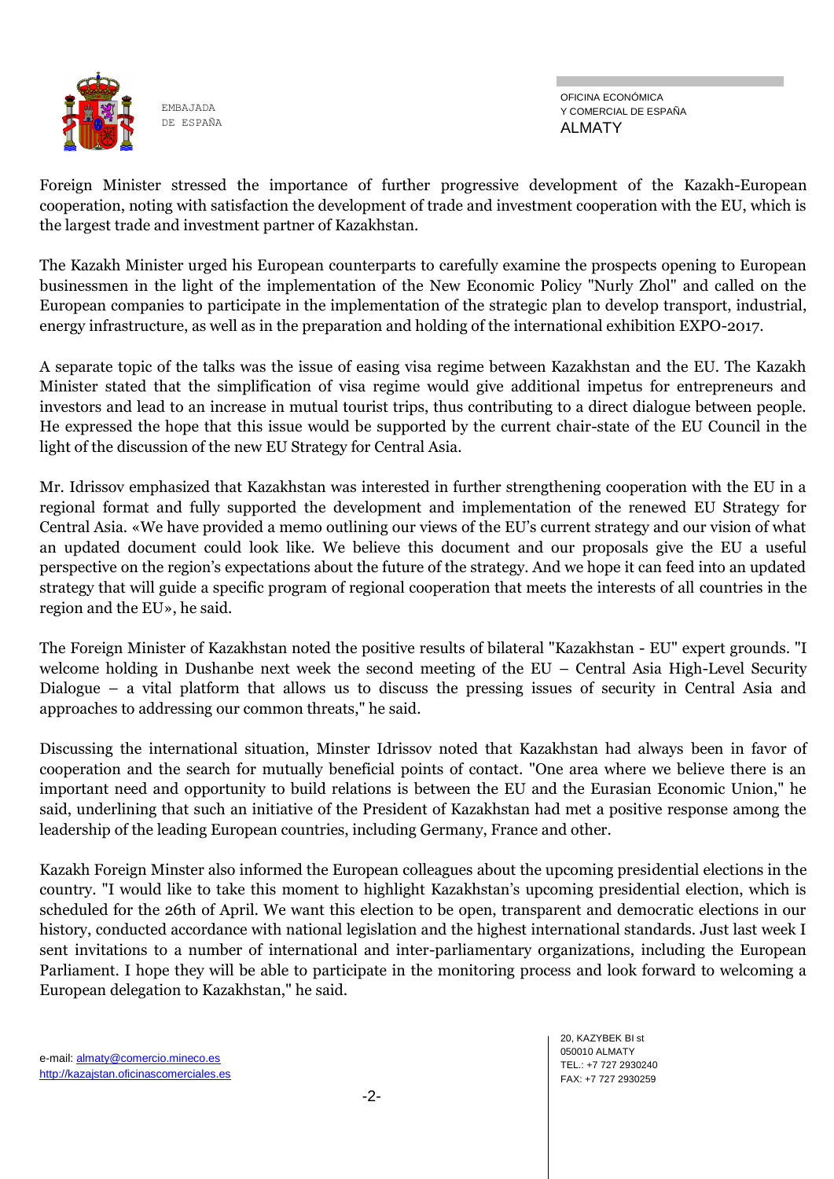Foreign Minister stressed the importance of further progressive development of the Kazakh-European cooperation, noting with satisfaction the development of trade and investment cooperation with the EU, which is the largest trade and investment partner of Kazakhstan.

The Kazakh Minister urged his European counterparts to carefully examine the prospects opening to European businessmen in the light of the implementation of the New Economic Policy "Nurly Zhol" and called on the European companies to participate in the implementation of the strategic plan to develop transport, industrial, energy infrastructure, as well as in the preparation and holding of the international exhibition EXPO-2017.

A separate topic of the talks was the issue of easing visa regime between Kazakhstan and the EU. The Kazakh Minister stated that the simplification of visa regime would give additional impetus for entrepreneurs and investors and lead to an increase in mutual tourist trips, thus contributing to a direct dialogue between people. He expressed the hope that this issue would be supported by the current chair-state of the EU Council in the light of the discussion of the new EU Strategy for Central Asia.

Mr. Idrissov emphasized that Kazakhstan was interested in further strengthening cooperation with the EU in a regional format and fully supported the development and implementation of the renewed EU Strategy for Central Asia. «We have provided a memo outlining our views of the EU's current strategy and our vision of what an updated document could look like. We believe this document and our proposals give the EU a useful perspective on the region's expectations about the future of the strategy. And we hope it can feed into an updated strategy that will guide a specific program of regional cooperation that meets the interests of all countries in the region and the EU», he said.

The Foreign Minister of Kazakhstan noted the positive results of bilateral "Kazakhstan - EU" expert grounds. "I welcome holding in Dushanbe next week the second meeting of the EU – Central Asia High-Level Security Dialogue – a vital platform that allows us to discuss the pressing issues of security in Central Asia and approaches to addressing our common threats," he said.

Discussing the international situation, Minster Idrissov noted that Kazakhstan had always been in favor of cooperation and the search for mutually beneficial points of contact. "One area where we believe there is an important need and opportunity to build relations is between the EU and the Eurasian Economic Union," he said, underlining that such an initiative of the President of Kazakhstan had met a positive response among the leadership of the leading European countries, including Germany, France and other.

Kazakh Foreign Minster also informed the European colleagues about the upcoming presidential elections in the country. "I would like to take this moment to highlight Kazakhstan's upcoming presidential election, which is scheduled for the 26th of April. We want this election to be open, transparent and democratic elections in our history, conducted accordance with national legislation and the highest international standards. Just last week I sent invitations to a number of international and inter-parliamentary organizations, including the European Parliament. I hope they will be able to participate in the monitoring process and look forward to welcoming a European delegation to Kazakhstan," he said.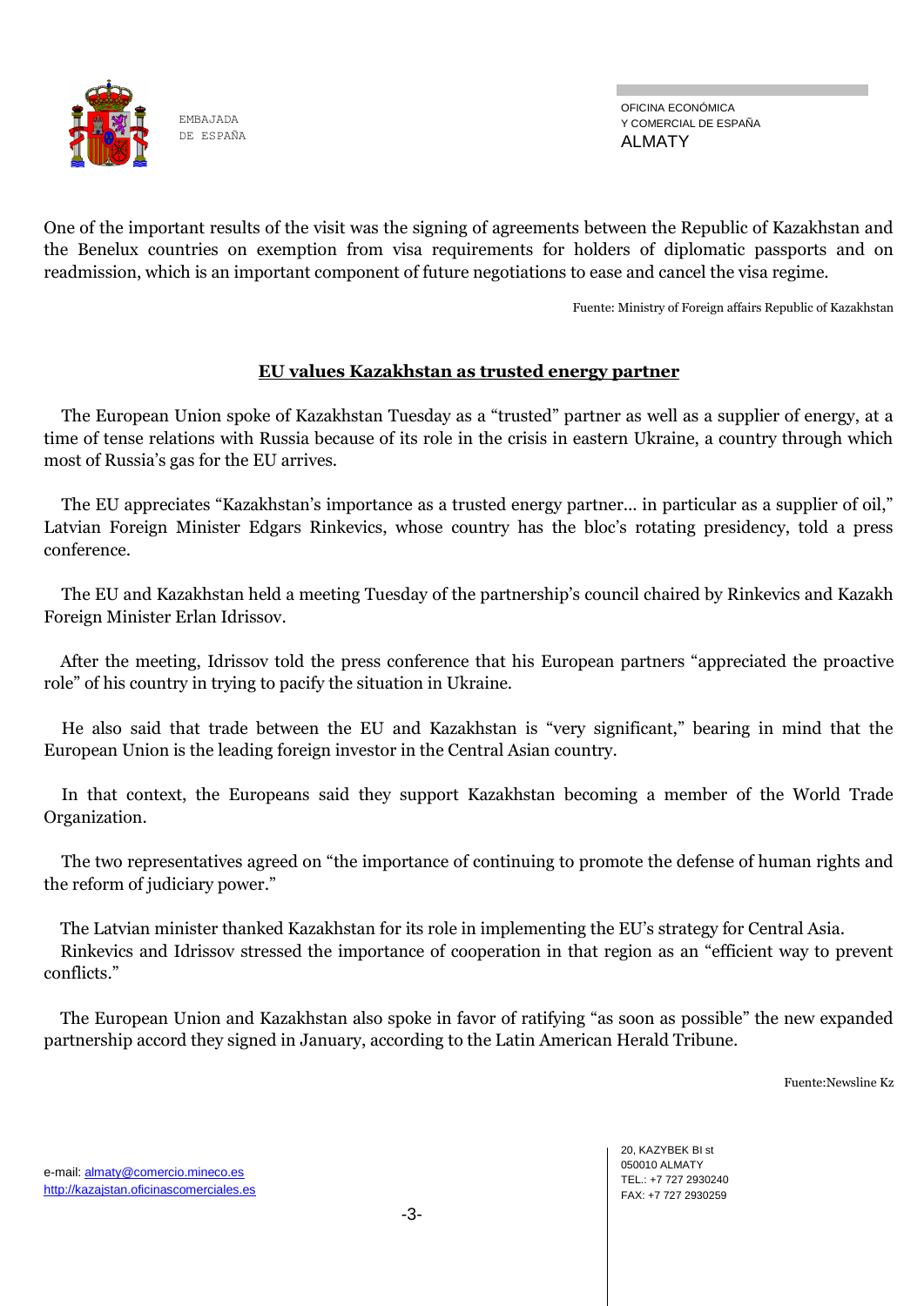One of the important results of the visit was the signing of agreements between the Republic of Kazakhstan and the Benelux countries on exemption from visa requirements for holders of diplomatic passports and on readmission, which is an important component of future negotiations to ease and cancel the visa regime.

Fuente: Ministry of Foreign affairs Republic of Kazakhstan

## EU values Kazakhstan as trusted energy partner

The European Union spoke of Kazakhstan Tuesday as a "trusted" partner as well as a supplier of energy, at a time of tense relations with Russia because of its role in the crisis in eastern Ukraine, a country through which most of Russia's gas for the EU arrives.

The EU appreciates "Kazakhstan's importance as a trusted energy partner… in particular as a supplier of oil," Latvian Foreign Minister Edgars Rinkevics, whose country has the bloc's rotating presidency, told a press conference.

The EU and Kazakhstan held a meeting Tuesday of the partnership's council chaired by Rinkevics and Kazakh Foreign Minister Erlan Idrissov.

After the meeting, Idrissov told the press conference that his European partners "appreciated the proactive role" of his country in trying to pacify the situation in Ukraine.

He also said that trade between the EU and Kazakhstan is "very significant," bearing in mind that the European Union is the leading foreign investor in the Central Asian country.

In that context, the Europeans said they support Kazakhstan becoming a member of the World Trade Organization.

The two representatives agreed on "the importance of continuing to promote the defense of human rights and the reform of judiciary power."

The Latvian minister thanked Kazakhstan for its role in implementing the EU's strategy for Central Asia.
Rinkevics and Idrissov stressed the importance of cooperation in that region as an "efficient way to prevent conflicts."

The European Union and Kazakhstan also spoke in favor of ratifying "as soon as possible" the new expanded partnership accord they signed in January, according to the Latin American Herald Tribune.

Fuente:Newsline Kz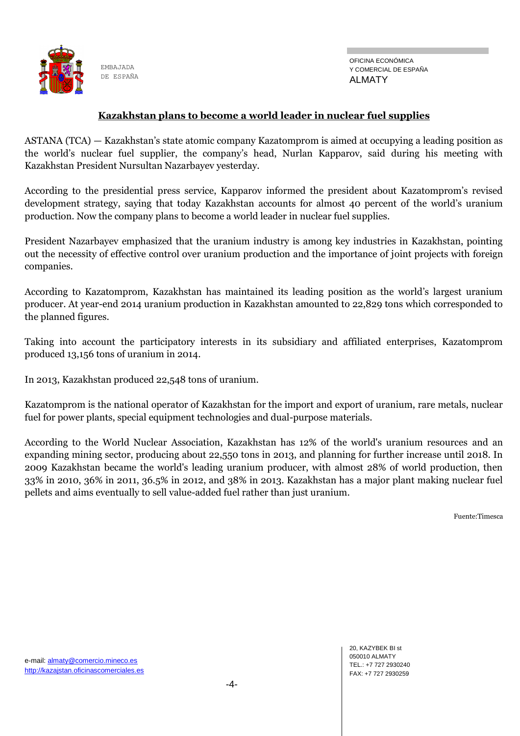## Kazakhstan plans to become a world leader in nuclear fuel supplies

ASTANA (TCA) — Kazakhstan's state atomic company Kazatomprom is aimed at occupying a leading position as the world's nuclear fuel supplier, the company's head, Nurlan Kapparov, said during his meeting with Kazakhstan President Nursultan Nazarbayev yesterday.

According to the presidential press service, Kapparov informed the president about Kazatomprom's revised development strategy, saying that today Kazakhstan accounts for almost 40 percent of the world's uranium production. Now the company plans to become a world leader in nuclear fuel supplies.

President Nazarbayev emphasized that the uranium industry is among key industries in Kazakhstan, pointing out the necessity of effective control over uranium production and the importance of joint projects with foreign companies.

According to Kazatomprom, Kazakhstan has maintained its leading position as the world's largest uranium producer. At year-end 2014 uranium production in Kazakhstan amounted to 22,829 tons which corresponded to the planned figures.

Taking into account the participatory interests in its subsidiary and affiliated enterprises, Kazatomprom produced 13,156 tons of uranium in 2014.

In 2013, Kazakhstan produced 22,548 tons of uranium.

Kazatomprom is the national operator of Kazakhstan for the import and export of uranium, rare metals, nuclear fuel for power plants, special equipment technologies and dual-purpose materials.

According to the World Nuclear Association, Kazakhstan has 12% of the world's uranium resources and an expanding mining sector, producing about 22,550 tons in 2013, and planning for further increase until 2018. In 2009 Kazakhstan became the world's leading uranium producer, with almost 28% of world production, then 33% in 2010, 36% in 2011, 36.5% in 2012, and 38% in 2013. Kazakhstan has a major plant making nuclear fuel pellets and aims eventually to sell value-added fuel rather than just uranium.

Fuente:Timesca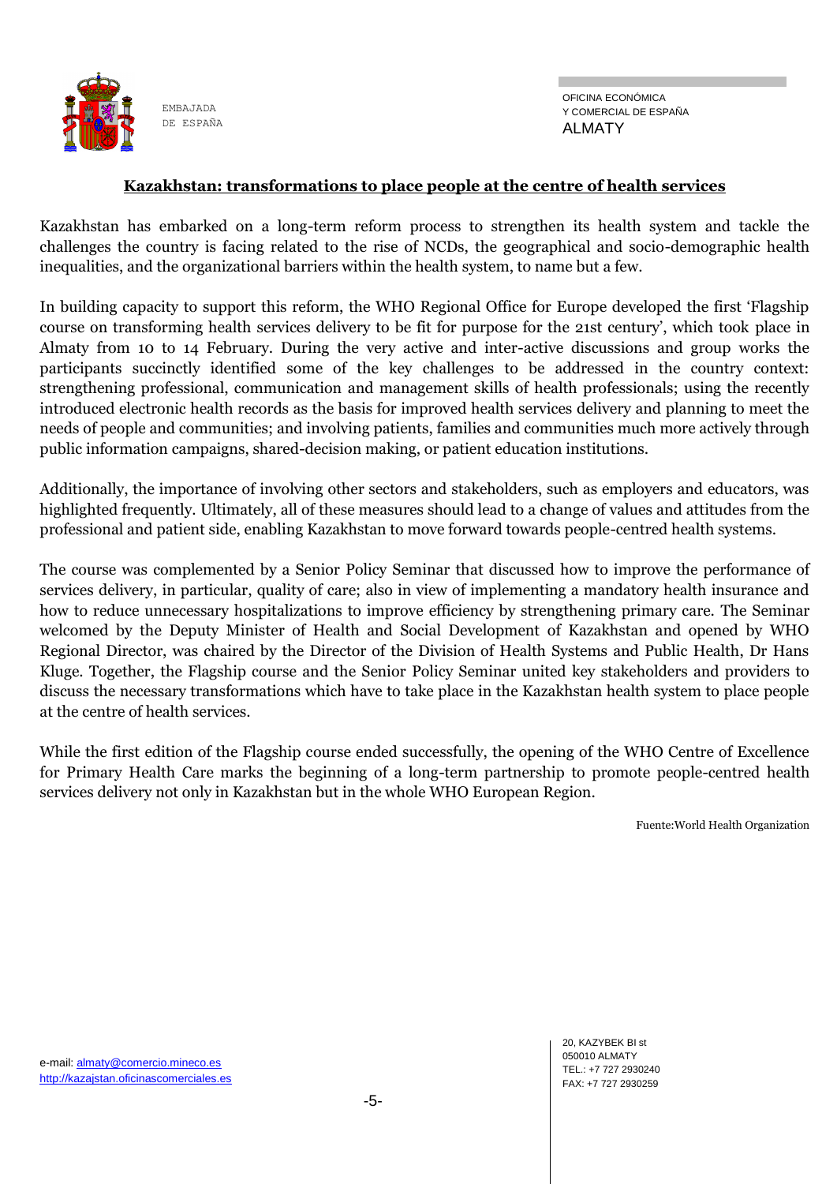## Kazakhstan: transformations to place people at the centre of health services

Kazakhstan has embarked on a long-term reform process to strengthen its health system and tackle the challenges the country is facing related to the rise of NCDs, the geographical and socio-demographic health inequalities, and the organizational barriers within the health system, to name but a few.

In building capacity to support this reform, the WHO Regional Office for Europe developed the first 'Flagship course on transforming health services delivery to be fit for purpose for the 21st century', which took place in Almaty from 10 to 14 February. During the very active and inter-active discussions and group works the participants succinctly identified some of the key challenges to be addressed in the country context: strengthening professional, communication and management skills of health professionals; using the recently introduced electronic health records as the basis for improved health services delivery and planning to meet the needs of people and communities; and involving patients, families and communities much more actively through public information campaigns, shared-decision making, or patient education institutions.

Additionally, the importance of involving other sectors and stakeholders, such as employers and educators, was highlighted frequently. Ultimately, all of these measures should lead to a change of values and attitudes from the professional and patient side, enabling Kazakhstan to move forward towards people-centred health systems.

The course was complemented by a Senior Policy Seminar that discussed how to improve the performance of services delivery, in particular, quality of care; also in view of implementing a mandatory health insurance and how to reduce unnecessary hospitalizations to improve efficiency by strengthening primary care. The Seminar welcomed by the Deputy Minister of Health and Social Development of Kazakhstan and opened by WHO Regional Director, was chaired by the Director of the Division of Health Systems and Public Health, Dr Hans Kluge. Together, the Flagship course and the Senior Policy Seminar united key stakeholders and providers to discuss the necessary transformations which have to take place in the Kazakhstan health system to place people at the centre of health services.

While the first edition of the Flagship course ended successfully, the opening of the WHO Centre of Excellence for Primary Health Care marks the beginning of a long-term partnership to promote people-centred health services delivery not only in Kazakhstan but in the whole WHO European Region.

Fuente:World Health Organization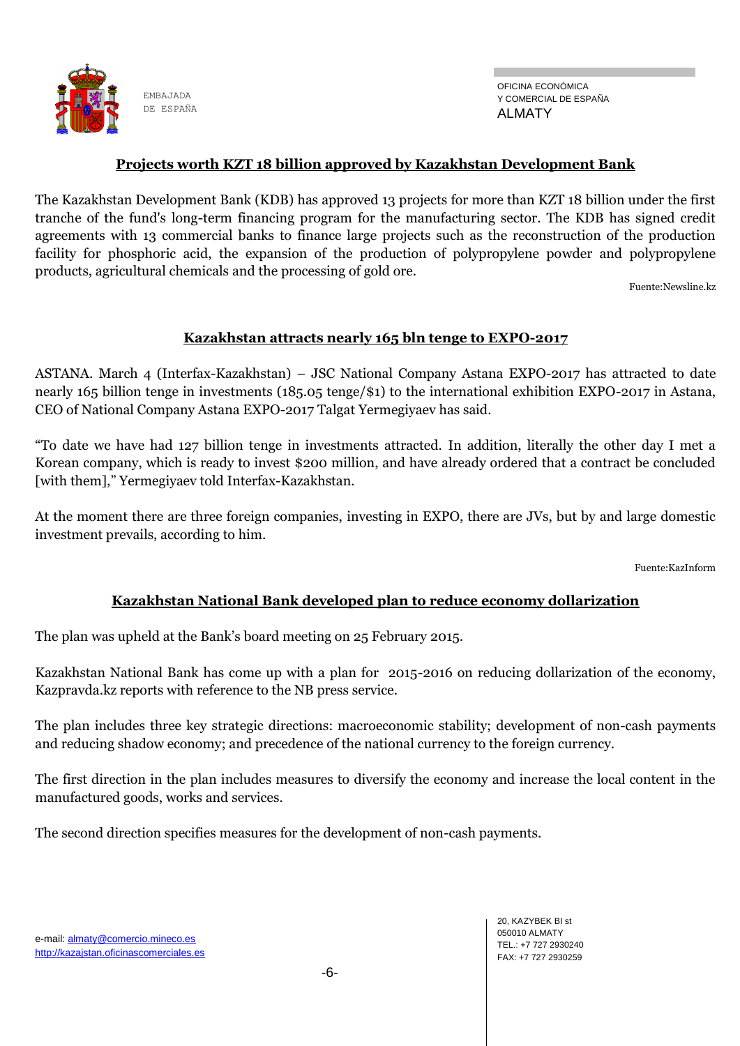## Projects worth KZT 18 billion approved by Kazakhstan Development Bank

The Kazakhstan Development Bank (KDB) has approved 13 projects for more than KZT 18 billion under the first tranche of the fund's long-term financing program for the manufacturing sector. The KDB has signed credit agreements with 13 commercial banks to finance large projects such as the reconstruction of the production facility for phosphoric acid, the expansion of the production of polypropylene powder and polypropylene products, agricultural chemicals and the processing of gold ore.

Fuente:Newsline.kz

## Kazakhstan attracts nearly 165 bln tenge to EXPO-2017

ASTANA. March 4 (Interfax-Kazakhstan) – JSC National Company Astana EXPO-2017 has attracted to date nearly 165 billion tenge in investments (185.05 tenge/$1) to the international exhibition EXPO-2017 in Astana, CEO of National Company Astana EXPO-2017 Talgat Yermegiyaev has said.

"To date we have had 127 billion tenge in investments attracted. In addition, literally the other day I met a Korean company, which is ready to invest $200 million, and have already ordered that a contract be concluded [with them]," Yermegiyaev told Interfax-Kazakhstan.

At the moment there are three foreign companies, investing in EXPO, there are JVs, but by and large domestic investment prevails, according to him.

Fuente:KazInform

## Kazakhstan National Bank developed plan to reduce economy dollarization

The plan was upheld at the Bank's board meeting on 25 February 2015.

Kazakhstan National Bank has come up with a plan for 2015-2016 on reducing dollarization of the economy, Kazpravda.kz reports with reference to the NB press service.

The plan includes three key strategic directions: macroeconomic stability; development of non-cash payments and reducing shadow economy; and precedence of the national currency to the foreign currency.

The first direction in the plan includes measures to diversify the economy and increase the local content in the manufactured goods, works and services.

The second direction specifies measures for the development of non-cash payments.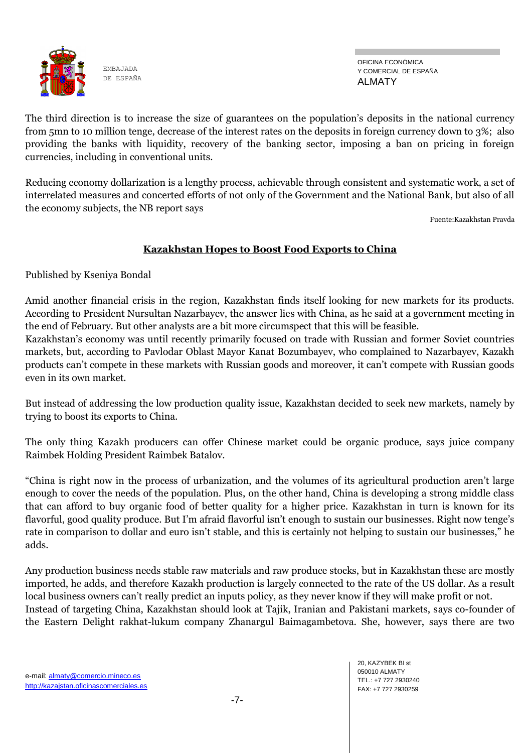The third direction is to increase the size of guarantees on the population's deposits in the national currency from 5mn to 10 million tenge, decrease of the interest rates on the deposits in foreign currency down to 3%; also providing the banks with liquidity, recovery of the banking sector, imposing a ban on pricing in foreign currencies, including in conventional units.

Reducing economy dollarization is a lengthy process, achievable through consistent and systematic work, a set of interrelated measures and concerted efforts of not only of the Government and the National Bank, but also of all the economy subjects, the NB report says

Fuente:Kazakhstan Pravda

## Kazakhstan Hopes to Boost Food Exports to China

Published by Kseniya Bondal

Amid another financial crisis in the region, Kazakhstan finds itself looking for new markets for its products. According to President Nursultan Nazarbayev, the answer lies with China, as he said at a government meeting in the end of February. But other analysts are a bit more circumspect that this will be feasible.
Kazakhstan's economy was until recently primarily focused on trade with Russian and former Soviet countries markets, but, according to Pavlodar Oblast Mayor Kanat Bozumbayev, who complained to Nazarbayev, Kazakh products can't compete in these markets with Russian goods and moreover, it can't compete with Russian goods even in its own market.

But instead of addressing the low production quality issue, Kazakhstan decided to seek new markets, namely by trying to boost its exports to China.

The only thing Kazakh producers can offer Chinese market could be organic produce, says juice company Raimbek Holding President Raimbek Batalov.

"China is right now in the process of urbanization, and the volumes of its agricultural production aren't large enough to cover the needs of the population. Plus, on the other hand, China is developing a strong middle class that can afford to buy organic food of better quality for a higher price. Kazakhstan in turn is known for its flavorful, good quality produce. But I'm afraid flavorful isn't enough to sustain our businesses. Right now tenge's rate in comparison to dollar and euro isn't stable, and this is certainly not helping to sustain our businesses," he adds.

Any production business needs stable raw materials and raw produce stocks, but in Kazakhstan these are mostly imported, he adds, and therefore Kazakh production is largely connected to the rate of the US dollar. As a result local business owners can't really predict an inputs policy, as they never know if they will make profit or not.
Instead of targeting China, Kazakhstan should look at Tajik, Iranian and Pakistani markets, says co-founder of the Eastern Delight rakhat-lukum company Zhanargul Baimagambetova. She, however, says there are two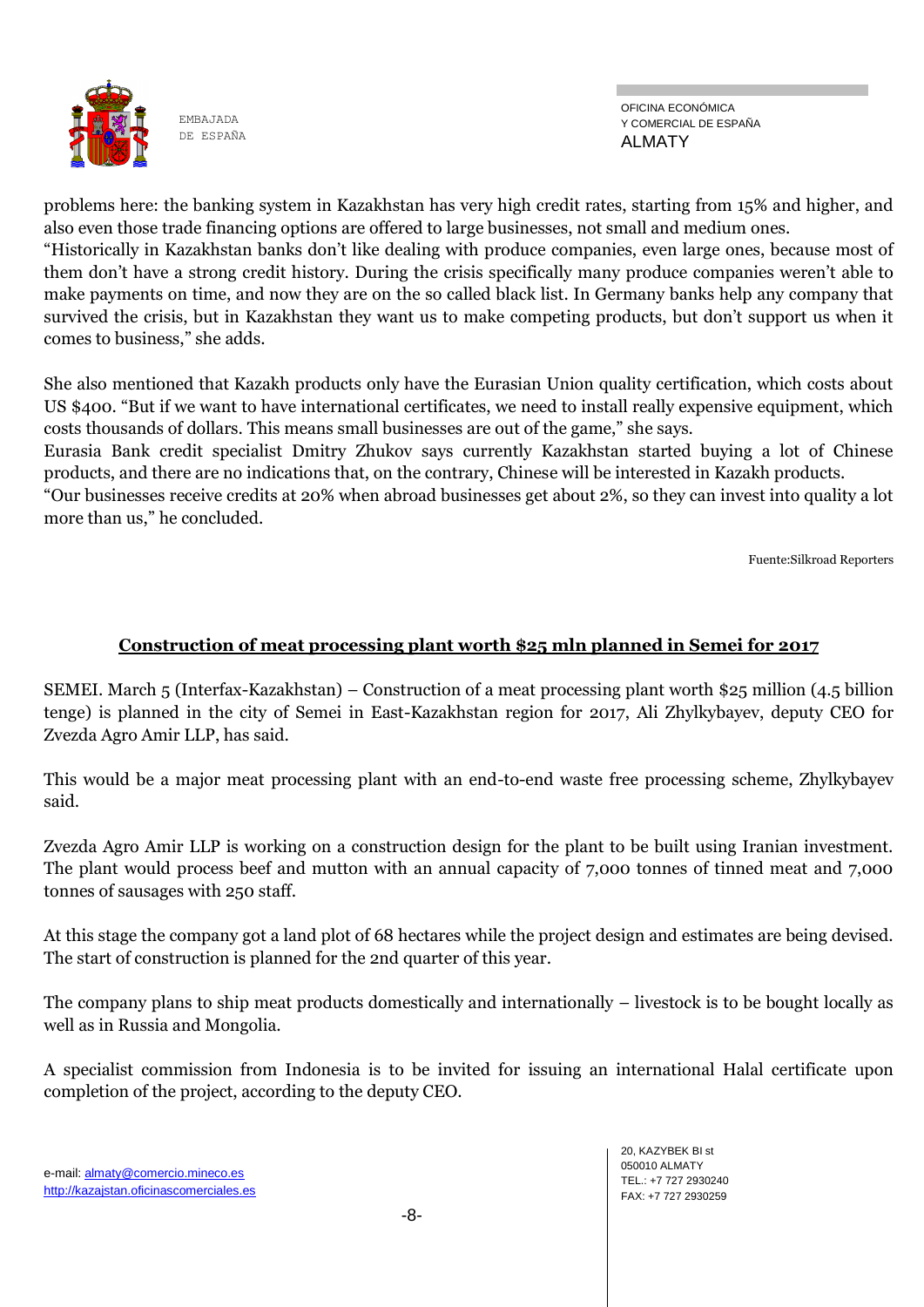problems here: the banking system in Kazakhstan has very high credit rates, starting from 15% and higher, and also even those trade financing options are offered to large businesses, not small and medium ones.
"Historically in Kazakhstan banks don't like dealing with produce companies, even large ones, because most of them don't have a strong credit history. During the crisis specifically many produce companies weren't able to make payments on time, and now they are on the so called black list. In Germany banks help any company that survived the crisis, but in Kazakhstan they want us to make competing products, but don't support us when it comes to business," she adds.

She also mentioned that Kazakh products only have the Eurasian Union quality certification, which costs about US $400. "But if we want to have international certificates, we need to install really expensive equipment, which costs thousands of dollars. This means small businesses are out of the game," she says.
Eurasia Bank credit specialist Dmitry Zhukov says currently Kazakhstan started buying a lot of Chinese products, and there are no indications that, on the contrary, Chinese will be interested in Kazakh products.
"Our businesses receive credits at 20% when abroad businesses get about 2%, so they can invest into quality a lot more than us," he concluded.

Fuente:Silkroad Reporters

## Construction of meat processing plant worth $25 mln planned in Semei for 2017

SEMEI. March 5 (Interfax-Kazakhstan) – Construction of a meat processing plant worth $25 million (4.5 billion tenge) is planned in the city of Semei in East-Kazakhstan region for 2017, Ali Zhylkybayev, deputy CEO for Zvezda Agro Amir LLP, has said.

This would be a major meat processing plant with an end-to-end waste free processing scheme, Zhylkybayev said.

Zvezda Agro Amir LLP is working on a construction design for the plant to be built using Iranian investment. The plant would process beef and mutton with an annual capacity of 7,000 tonnes of tinned meat and 7,000 tonnes of sausages with 250 staff.

At this stage the company got a land plot of 68 hectares while the project design and estimates are being devised. The start of construction is planned for the 2nd quarter of this year.

The company plans to ship meat products domestically and internationally – livestock is to be bought locally as well as in Russia and Mongolia.

A specialist commission from Indonesia is to be invited for issuing an international Halal certificate upon completion of the project, according to the deputy CEO.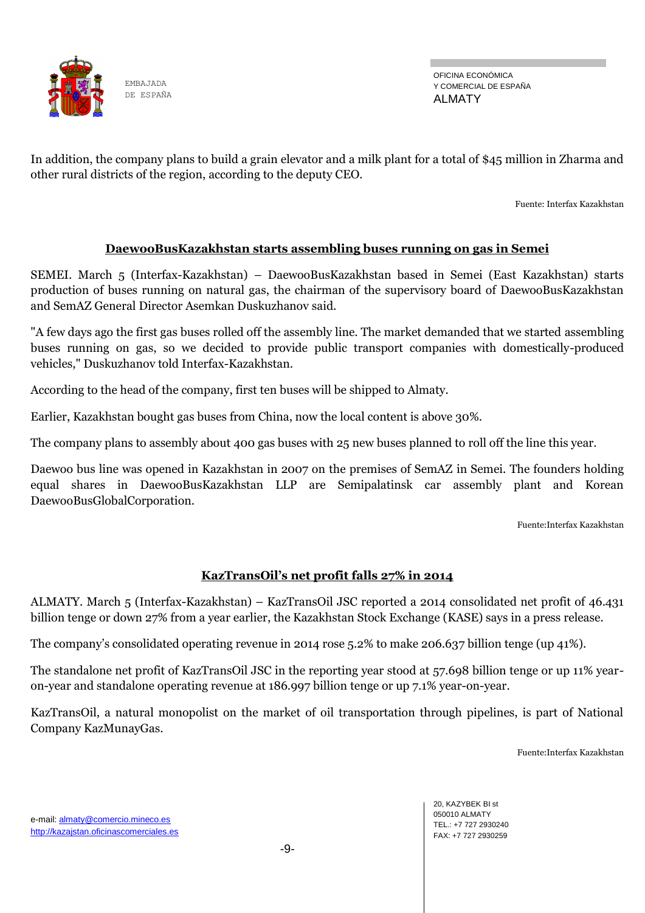In addition, the company plans to build a grain elevator and a milk plant for a total of $45 million in Zharma and other rural districts of the region, according to the deputy CEO.

Fuente: Interfax Kazakhstan

## DaewooBusKazakhstan starts assembling buses running on gas in Semei

SEMEI. March 5 (Interfax-Kazakhstan) – DaewooBusKazakhstan based in Semei (East Kazakhstan) starts production of buses running on natural gas, the chairman of the supervisory board of DaewooBusKazakhstan and SemAZ General Director Asemkan Duskuzhanov said.

"A few days ago the first gas buses rolled off the assembly line. The market demanded that we started assembling buses running on gas, so we decided to provide public transport companies with domestically-produced vehicles," Duskuzhanov told Interfax-Kazakhstan.

According to the head of the company, first ten buses will be shipped to Almaty.

Earlier, Kazakhstan bought gas buses from China, now the local content is above 30%.

The company plans to assembly about 400 gas buses with 25 new buses planned to roll off the line this year.

Daewoo bus line was opened in Kazakhstan in 2007 on the premises of SemAZ in Semei. The founders holding equal shares in DaewooBusKazakhstan LLP are Semipalatinsk car assembly plant and Korean DaewooBusGlobalCorporation.

Fuente:Interfax Kazakhstan

## KazTransOil's net profit falls 27% in 2014

ALMATY. March 5 (Interfax-Kazakhstan) – KazTransOil JSC reported a 2014 consolidated net profit of 46.431 billion tenge or down 27% from a year earlier, the Kazakhstan Stock Exchange (KASE) says in a press release.

The company's consolidated operating revenue in 2014 rose 5.2% to make 206.637 billion tenge (up 41%).

The standalone net profit of KazTransOil JSC in the reporting year stood at 57.698 billion tenge or up 11% year-on-year and standalone operating revenue at 186.997 billion tenge or up 7.1% year-on-year.

KazTransOil, a natural monopolist on the market of oil transportation through pipelines, is part of National Company KazMunayGas.

Fuente:Interfax Kazakhstan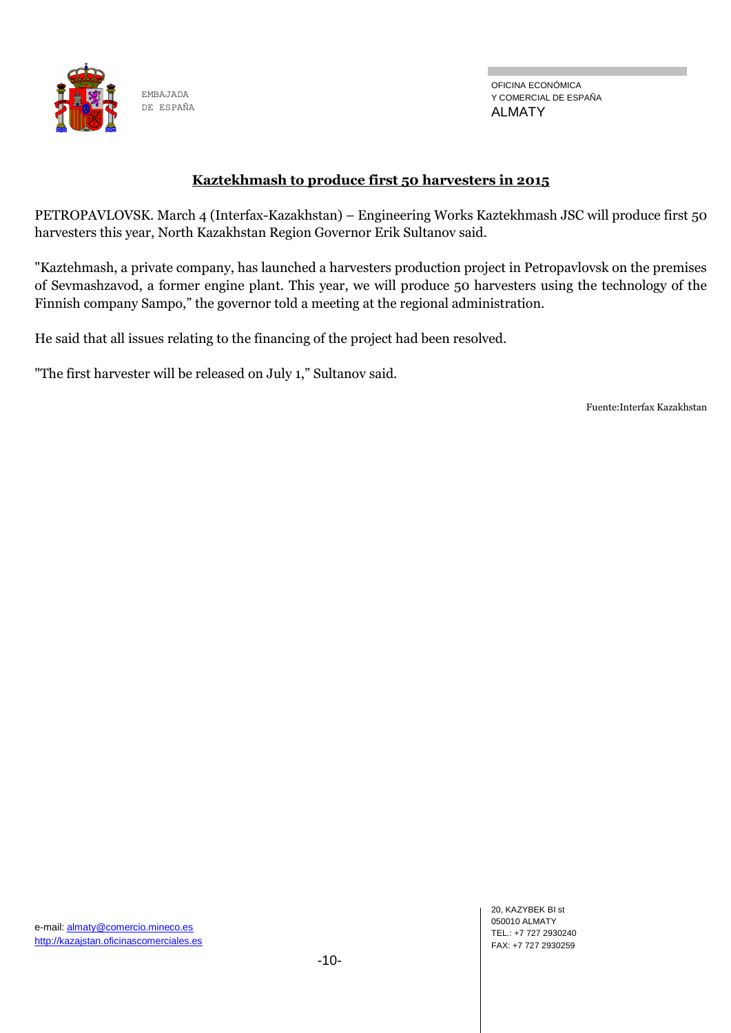## **Kaztekhmash to produce first 50 harvesters in 2015**

PETROPAVLOVSK. March 4 (Interfax-Kazakhstan) – Engineering Works Kaztekhmash JSC will produce first 50 harvesters this year, North Kazakhstan Region Governor Erik Sultanov said.

"Kaztehmash, a private company, has launched a harvesters production project in Petropavlovsk on the premises of Sevmashzavod, a former engine plant. This year, we will produce 50 harvesters using the technology of the Finnish company Sampo," the governor told a meeting at the regional administration.

He said that all issues relating to the financing of the project had been resolved.

"The first harvester will be released on July 1," Sultanov said.

Fuente:Interfax Kazakhstan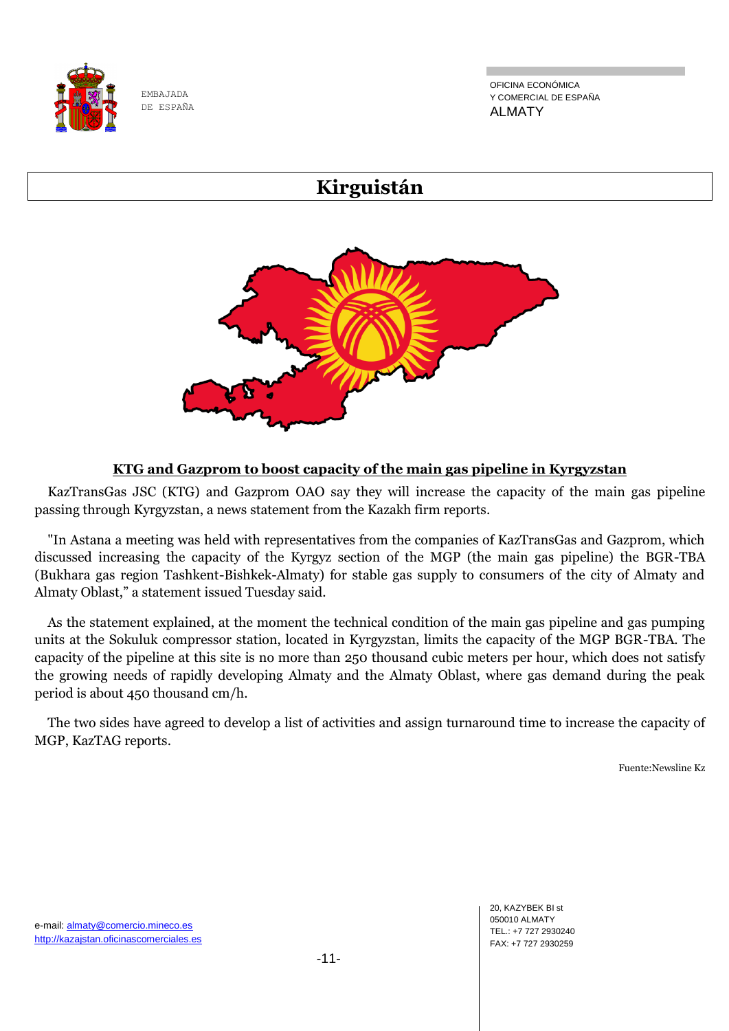# Kirguistán

## KTG and Gazprom to boost capacity of the main gas pipeline in Kyrgyzstan

KazTransGas JSC (KTG) and Gazprom OAO say they will increase the capacity of the main gas pipeline passing through Kyrgyzstan, a news statement from the Kazakh firm reports.

"In Astana a meeting was held with representatives from the companies of KazTransGas and Gazprom, which discussed increasing the capacity of the Kyrgyz section of the MGP (the main gas pipeline) the BGR-TBA (Bukhara gas region Tashkent-Bishkek-Almaty) for stable gas supply to consumers of the city of Almaty and Almaty Oblast," a statement issued Tuesday said.

As the statement explained, at the moment the technical condition of the main gas pipeline and gas pumping units at the Sokuluk compressor station, located in Kyrgyzstan, limits the capacity of the MGP BGR-TBA. The capacity of the pipeline at this site is no more than 250 thousand cubic meters per hour, which does not satisfy the growing needs of rapidly developing Almaty and the Almaty Oblast, where gas demand during the peak period is about 450 thousand cm/h.

The two sides have agreed to develop a list of activities and assign turnaround time to increase the capacity of MGP, KazTAG reports.

Fuente:Newsline Kz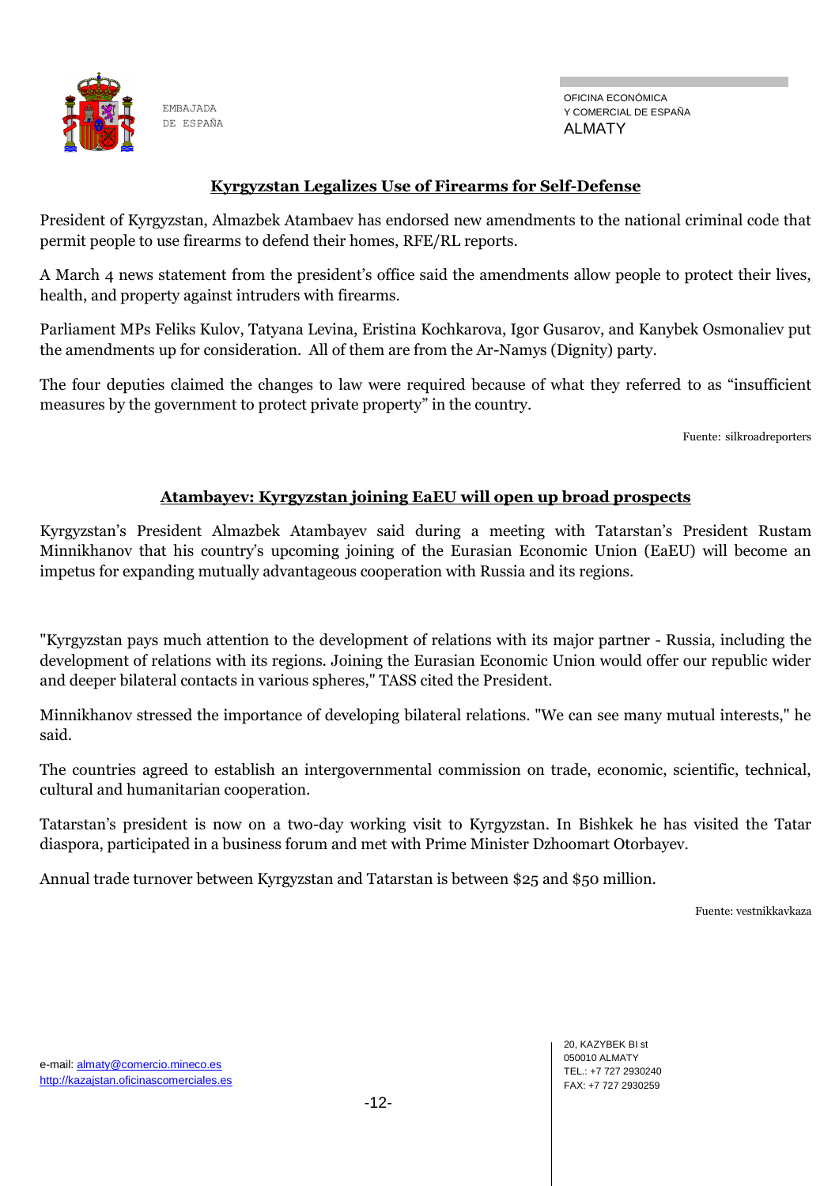## Kyrgyzstan Legalizes Use of Firearms for Self-Defense

President of Kyrgyzstan, Almazbek Atambaev has endorsed new amendments to the national criminal code that permit people to use firearms to defend their homes, RFE/RL reports.

A March 4 news statement from the president's office said the amendments allow people to protect their lives, health, and property against intruders with firearms.

Parliament MPs Feliks Kulov, Tatyana Levina, Eristina Kochkarova, Igor Gusarov, and Kanybek Osmonaliev put the amendments up for consideration. All of them are from the Ar-Namys (Dignity) party.

The four deputies claimed the changes to law were required because of what they referred to as "insufficient measures by the government to protect private property" in the country.

Fuente: silkroadreporters

## Atambayev: Kyrgyzstan joining EaEU will open up broad prospects

Kyrgyzstan's President Almazbek Atambayev said during a meeting with Tatarstan's President Rustam Minnikhanov that his country's upcoming joining of the Eurasian Economic Union (EaEU) will become an impetus for expanding mutually advantageous cooperation with Russia and its regions.

"Kyrgyzstan pays much attention to the development of relations with its major partner - Russia, including the development of relations with its regions. Joining the Eurasian Economic Union would offer our republic wider and deeper bilateral contacts in various spheres," TASS cited the President.

Minnikhanov stressed the importance of developing bilateral relations. "We can see many mutual interests," he said.

The countries agreed to establish an intergovernmental commission on trade, economic, scientific, technical, cultural and humanitarian cooperation.

Tatarstan's president is now on a two-day working visit to Kyrgyzstan. In Bishkek he has visited the Tatar diaspora, participated in a business forum and met with Prime Minister Dzhoomart Otorbayev.

Annual trade turnover between Kyrgyzstan and Tatarstan is between $25 and $50 million.

Fuente: vestnikkavkaza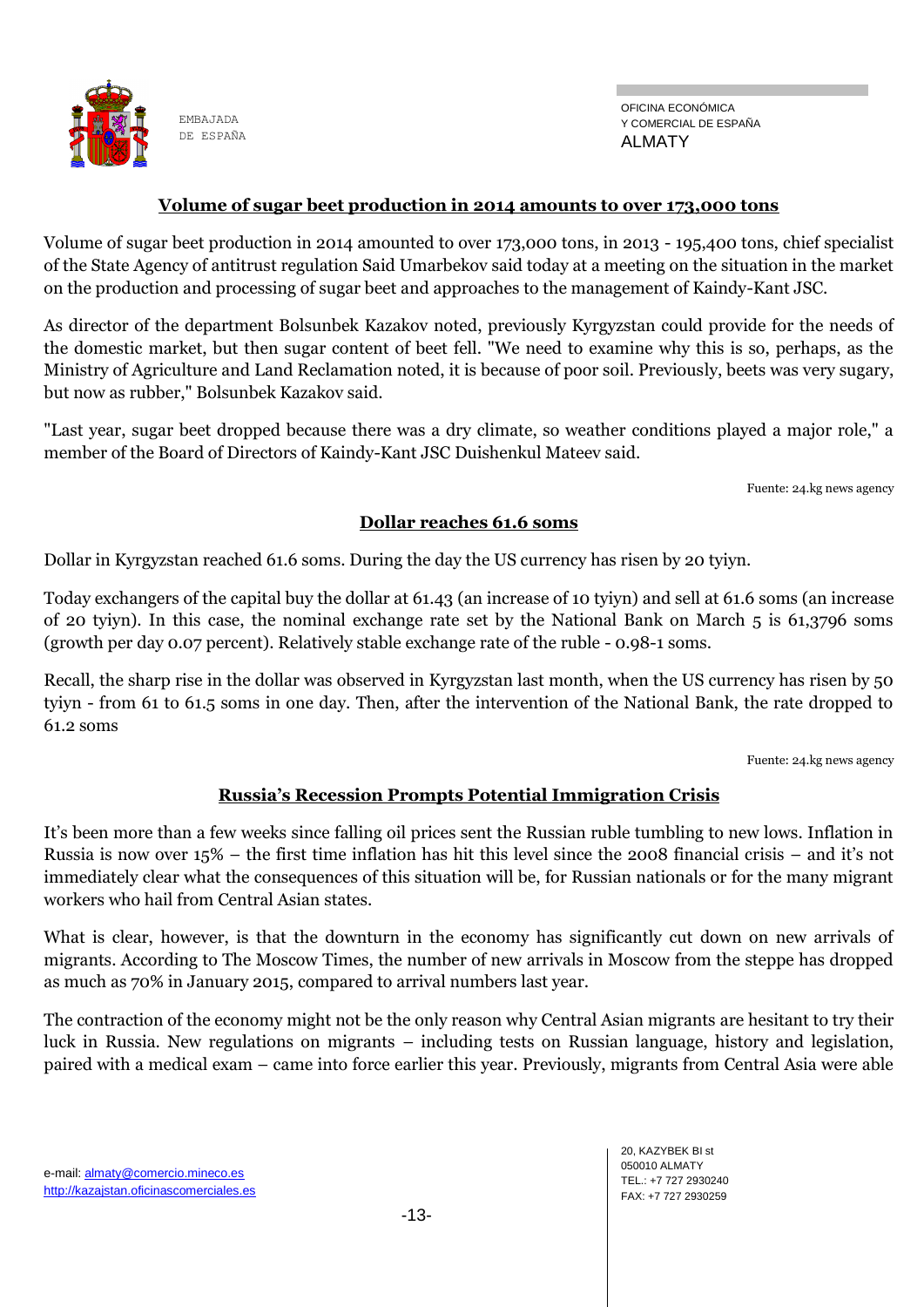## Volume of sugar beet production in 2014 amounts to over 173,000 tons

Volume of sugar beet production in 2014 amounted to over 173,000 tons, in 2013 - 195,400 tons, chief specialist of the State Agency of antitrust regulation Said Umarbekov said today at a meeting on the situation in the market on the production and processing of sugar beet and approaches to the management of Kaindy-Kant JSC.

As director of the department Bolsunbek Kazakov noted, previously Kyrgyzstan could provide for the needs of the domestic market, but then sugar content of beet fell. "We need to examine why this is so, perhaps, as the Ministry of Agriculture and Land Reclamation noted, it is because of poor soil. Previously, beets was very sugary, but now as rubber," Bolsunbek Kazakov said.

"Last year, sugar beet dropped because there was a dry climate, so weather conditions played a major role," a member of the Board of Directors of Kaindy-Kant JSC Duishenkul Mateev said.

Fuente: 24.kg news agency

## Dollar reaches 61.6 soms

Dollar in Kyrgyzstan reached 61.6 soms. During the day the US currency has risen by 20 tyiyn.

Today exchangers of the capital buy the dollar at 61.43 (an increase of 10 tyiyn) and sell at 61.6 soms (an increase of 20 tyiyn). In this case, the nominal exchange rate set by the National Bank on March 5 is 61,3796 soms (growth per day 0.07 percent). Relatively stable exchange rate of the ruble - 0.98-1 soms.

Recall, the sharp rise in the dollar was observed in Kyrgyzstan last month, when the US currency has risen by 50 tyiyn - from 61 to 61.5 soms in one day. Then, after the intervention of the National Bank, the rate dropped to 61.2 soms

Fuente: 24.kg news agency

## Russia's Recession Prompts Potential Immigration Crisis

It's been more than a few weeks since falling oil prices sent the Russian ruble tumbling to new lows. Inflation in Russia is now over 15% – the first time inflation has hit this level since the 2008 financial crisis – and it's not immediately clear what the consequences of this situation will be, for Russian nationals or for the many migrant workers who hail from Central Asian states.

What is clear, however, is that the downturn in the economy has significantly cut down on new arrivals of migrants. According to The Moscow Times, the number of new arrivals in Moscow from the steppe has dropped as much as 70% in January 2015, compared to arrival numbers last year.

The contraction of the economy might not be the only reason why Central Asian migrants are hesitant to try their luck in Russia. New regulations on migrants – including tests on Russian language, history and legislation, paired with a medical exam – came into force earlier this year. Previously, migrants from Central Asia were able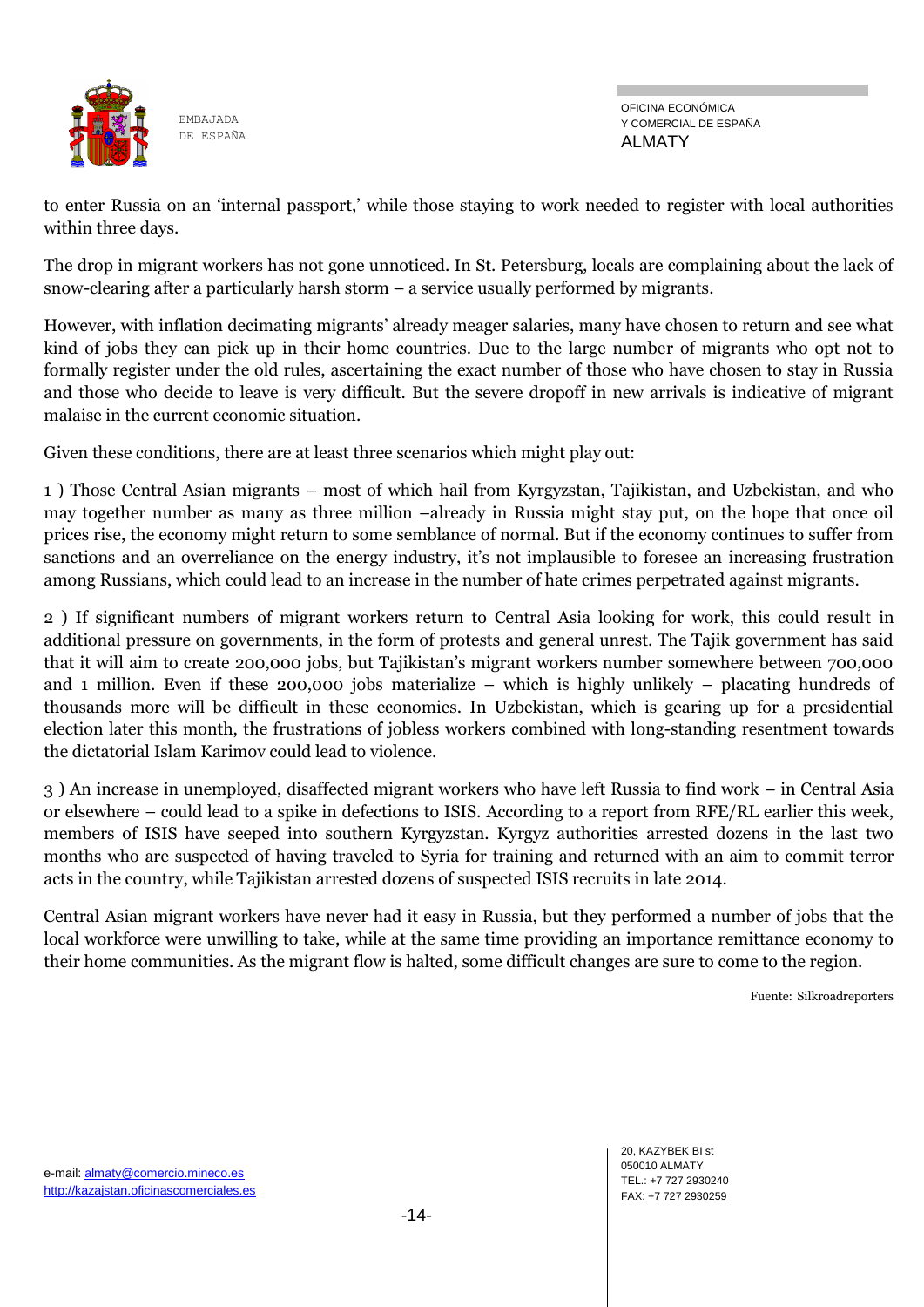to enter Russia on an 'internal passport,' while those staying to work needed to register with local authorities within three days.

The drop in migrant workers has not gone unnoticed. In St. Petersburg, locals are complaining about the lack of snow-clearing after a particularly harsh storm – a service usually performed by migrants.

However, with inflation decimating migrants' already meager salaries, many have chosen to return and see what kind of jobs they can pick up in their home countries. Due to the large number of migrants who opt not to formally register under the old rules, ascertaining the exact number of those who have chosen to stay in Russia and those who decide to leave is very difficult. But the severe dropoff in new arrivals is indicative of migrant malaise in the current economic situation.

Given these conditions, there are at least three scenarios which might play out:

1 ) Those Central Asian migrants – most of which hail from Kyrgyzstan, Tajikistan, and Uzbekistan, and who may together number as many as three million –already in Russia might stay put, on the hope that once oil prices rise, the economy might return to some semblance of normal. But if the economy continues to suffer from sanctions and an overreliance on the energy industry, it's not implausible to foresee an increasing frustration among Russians, which could lead to an increase in the number of hate crimes perpetrated against migrants.

2 ) If significant numbers of migrant workers return to Central Asia looking for work, this could result in additional pressure on governments, in the form of protests and general unrest. The Tajik government has said that it will aim to create 200,000 jobs, but Tajikistan's migrant workers number somewhere between 700,000 and 1 million. Even if these 200,000 jobs materialize – which is highly unlikely – placating hundreds of thousands more will be difficult in these economies. In Uzbekistan, which is gearing up for a presidential election later this month, the frustrations of jobless workers combined with long-standing resentment towards the dictatorial Islam Karimov could lead to violence.

3 ) An increase in unemployed, disaffected migrant workers who have left Russia to find work – in Central Asia or elsewhere – could lead to a spike in defections to ISIS. According to a report from RFE/RL earlier this week, members of ISIS have seeped into southern Kyrgyzstan. Kyrgyz authorities arrested dozens in the last two months who are suspected of having traveled to Syria for training and returned with an aim to commit terror acts in the country, while Tajikistan arrested dozens of suspected ISIS recruits in late 2014.

Central Asian migrant workers have never had it easy in Russia, but they performed a number of jobs that the local workforce were unwilling to take, while at the same time providing an importance remittance economy to their home communities. As the migrant flow is halted, some difficult changes are sure to come to the region.

Fuente: Silkroadreporters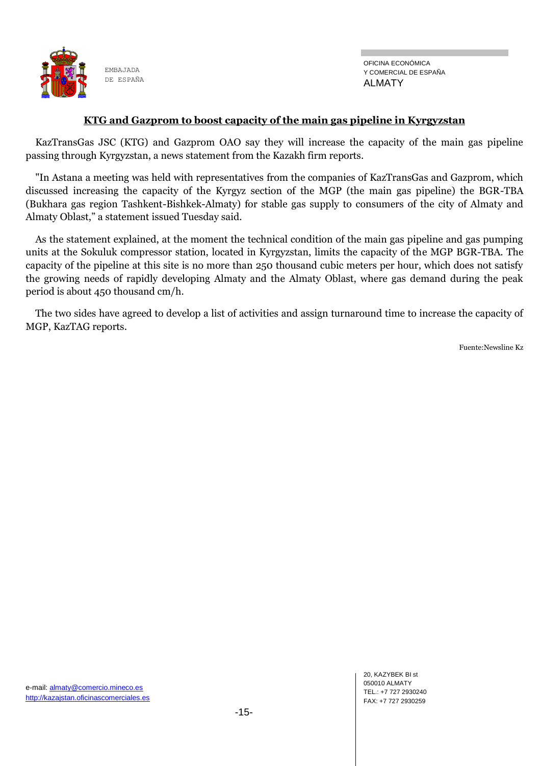## KTG and Gazprom to boost capacity of the main gas pipeline in Kyrgyzstan

KazTransGas JSC (KTG) and Gazprom OAO say they will increase the capacity of the main gas pipeline passing through Kyrgyzstan, a news statement from the Kazakh firm reports.

"In Astana a meeting was held with representatives from the companies of KazTransGas and Gazprom, which discussed increasing the capacity of the Kyrgyz section of the MGP (the main gas pipeline) the BGR-TBA (Bukhara gas region Tashkent-Bishkek-Almaty) for stable gas supply to consumers of the city of Almaty and Almaty Oblast," a statement issued Tuesday said.

As the statement explained, at the moment the technical condition of the main gas pipeline and gas pumping units at the Sokuluk compressor station, located in Kyrgyzstan, limits the capacity of the MGP BGR-TBA. The capacity of the pipeline at this site is no more than 250 thousand cubic meters per hour, which does not satisfy the growing needs of rapidly developing Almaty and the Almaty Oblast, where gas demand during the peak period is about 450 thousand cm/h.

The two sides have agreed to develop a list of activities and assign turnaround time to increase the capacity of MGP, KazTAG reports.

Fuente:Newsline Kz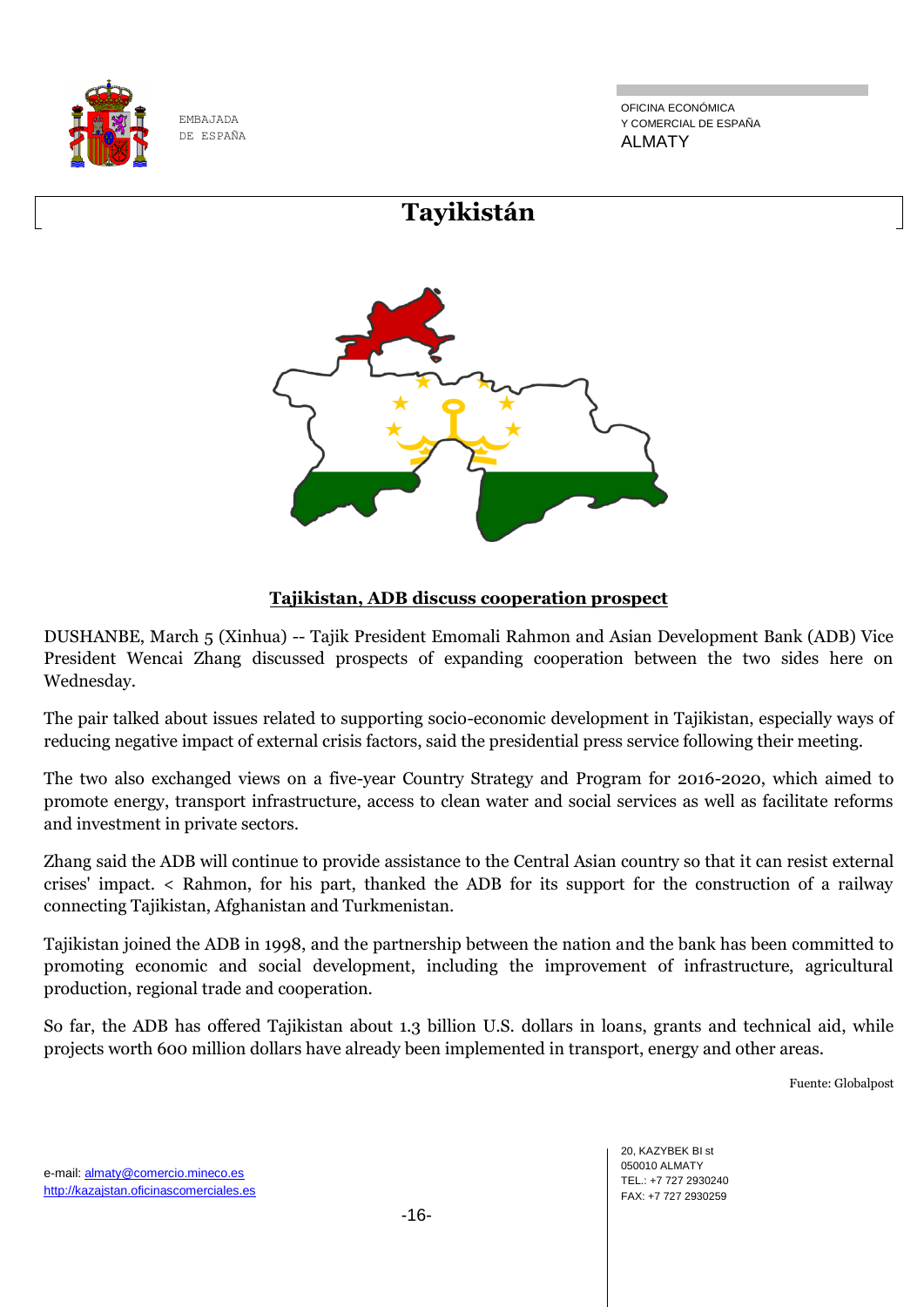# Tayikistán

**Tajikistan, ADB discuss cooperation prospect**

DUSHANBE, March 5 (Xinhua) -- Tajik President Emomali Rahmon and Asian Development Bank (ADB) Vice President Wencai Zhang discussed prospects of expanding cooperation between the two sides here on Wednesday.

The pair talked about issues related to supporting socio-economic development in Tajikistan, especially ways of reducing negative impact of external crisis factors, said the presidential press service following their meeting.

The two also exchanged views on a five-year Country Strategy and Program for 2016-2020, which aimed to promote energy, transport infrastructure, access to clean water and social services as well as facilitate reforms and investment in private sectors.

Zhang said the ADB will continue to provide assistance to the Central Asian country so that it can resist external crises' impact. < Rahmon, for his part, thanked the ADB for its support for the construction of a railway connecting Tajikistan, Afghanistan and Turkmenistan.

Tajikistan joined the ADB in 1998, and the partnership between the nation and the bank has been committed to promoting economic and social development, including the improvement of infrastructure, agricultural production, regional trade and cooperation.

So far, the ADB has offered Tajikistan about 1.3 billion U.S. dollars in loans, grants and technical aid, while projects worth 600 million dollars have already been implemented in transport, energy and other areas.

Fuente: Globalpost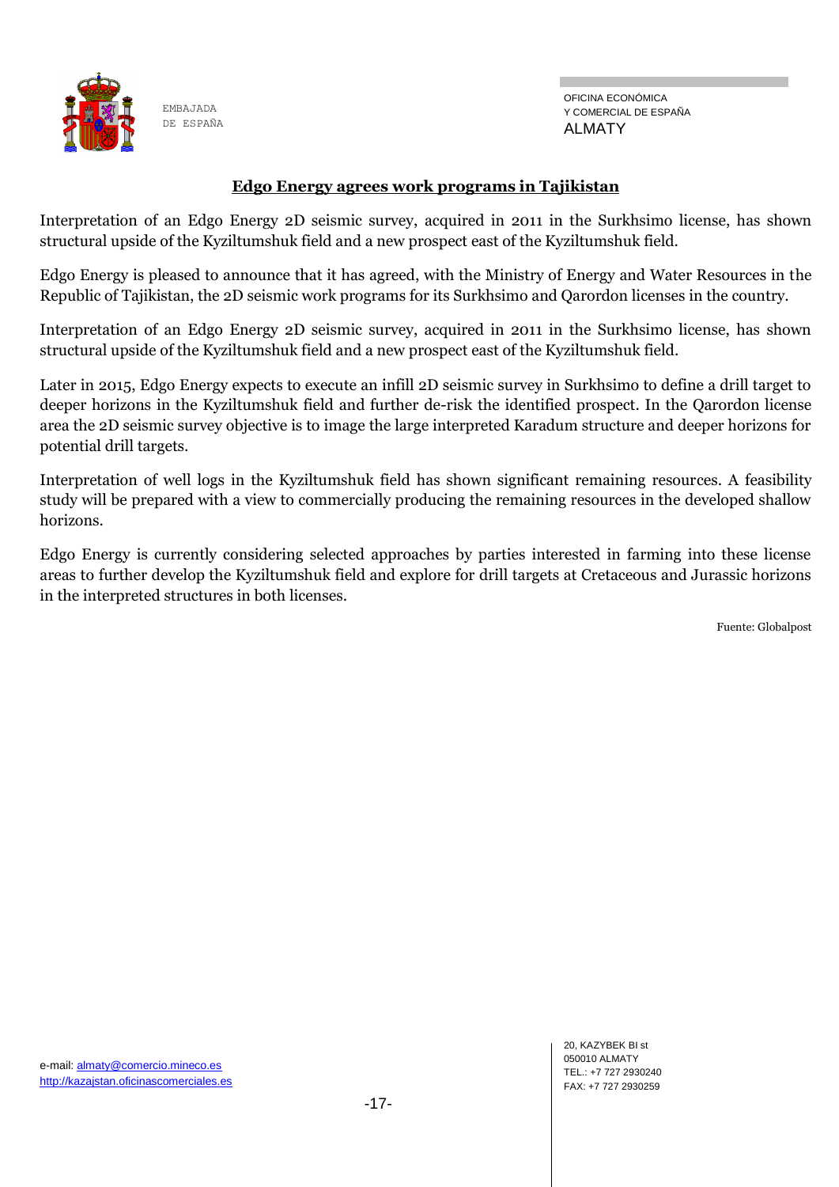## Edgo Energy agrees work programs in Tajikistan

Interpretation of an Edgo Energy 2D seismic survey, acquired in 2011 in the Surkhsimo license, has shown structural upside of the Kyziltumshuk field and a new prospect east of the Kyziltumshuk field.

Edgo Energy is pleased to announce that it has agreed, with the Ministry of Energy and Water Resources in the Republic of Tajikistan, the 2D seismic work programs for its Surkhsimo and Qarordon licenses in the country.

Interpretation of an Edgo Energy 2D seismic survey, acquired in 2011 in the Surkhsimo license, has shown structural upside of the Kyziltumshuk field and a new prospect east of the Kyziltumshuk field.

Later in 2015, Edgo Energy expects to execute an infill 2D seismic survey in Surkhsimo to define a drill target to deeper horizons in the Kyziltumshuk field and further de-risk the identified prospect. In the Qarordon license area the 2D seismic survey objective is to image the large interpreted Karadum structure and deeper horizons for potential drill targets.

Interpretation of well logs in the Kyziltumshuk field has shown significant remaining resources. A feasibility study will be prepared with a view to commercially producing the remaining resources in the developed shallow horizons.

Edgo Energy is currently considering selected approaches by parties interested in farming into these license areas to further develop the Kyziltumshuk field and explore for drill targets at Cretaceous and Jurassic horizons in the interpreted structures in both licenses.

Fuente: Globalpost